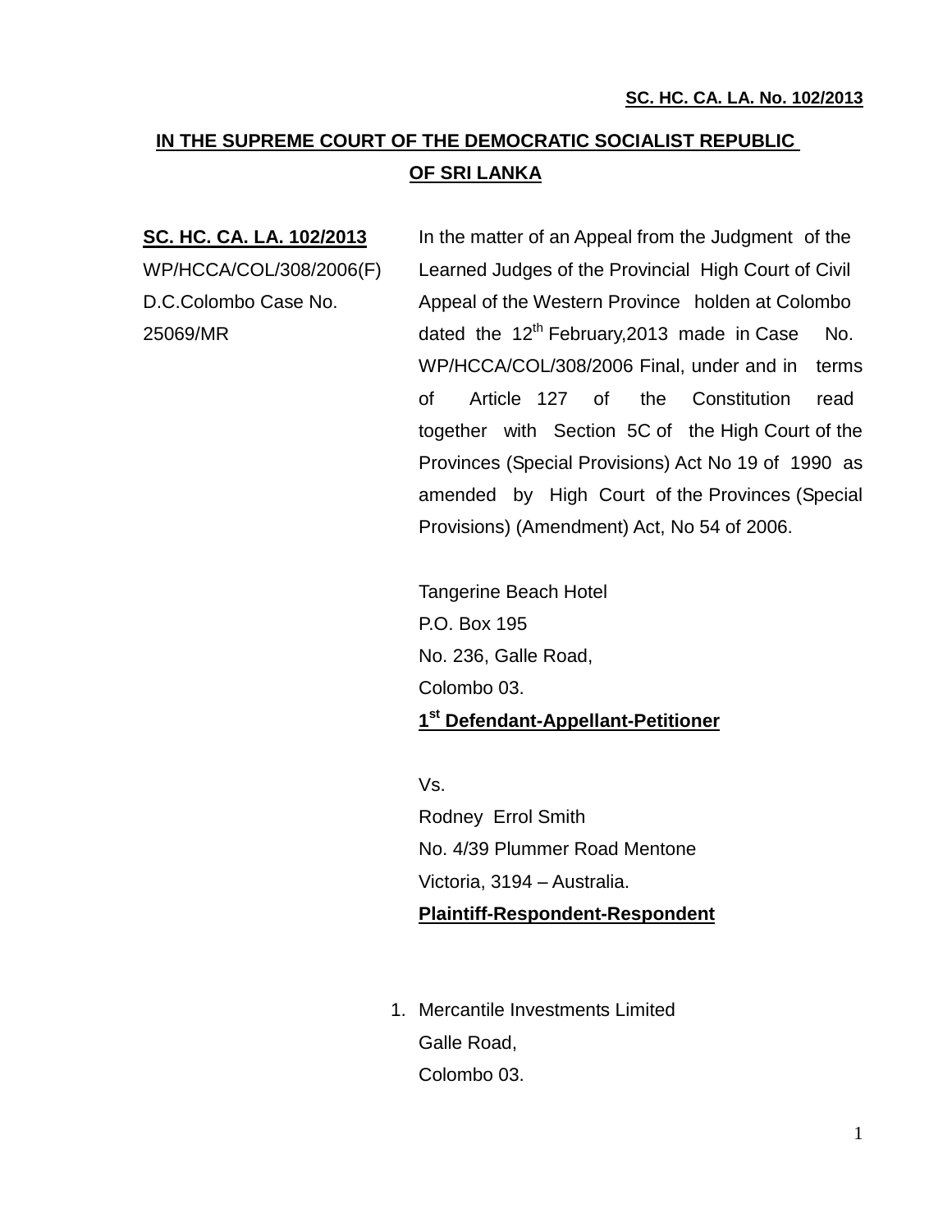**SC. HC. CA. LA. No. 102/2013**

**IN THE SUPREME COURT OF THE DEMOCRATIC SOCIALIST REPUBLIC OF SRI LANKA**

**SC. HC. CA. LA. 102/2013**
WP/HCCA/COL/308/2006(F)
D.C.Colombo Case No. 25069/MR

In the matter of an Appeal from the Judgment of the Learned Judges of the Provincial High Court of Civil Appeal of the Western Province holden at Colombo dated the 12th February,2013 made in Case No. WP/HCCA/COL/308/2006 Final, under and in terms of Article 127 of the Constitution read together with Section 5C of the High Court of the Provinces (Special Provisions) Act No 19 of 1990 as amended by High Court of the Provinces (Special Provisions) (Amendment) Act, No 54 of 2006.

Tangerine Beach Hotel
P.O. Box 195
No. 236, Galle Road,
Colombo 03.
**1st Defendant-Appellant-Petitioner**

Vs.
Rodney Errol Smith
No. 4/39 Plummer Road Mentone
Victoria, 3194 – Australia.
**Plaintiff-Respondent-Respondent**

1. Mercantile Investments Limited
   Galle Road,
   Colombo 03.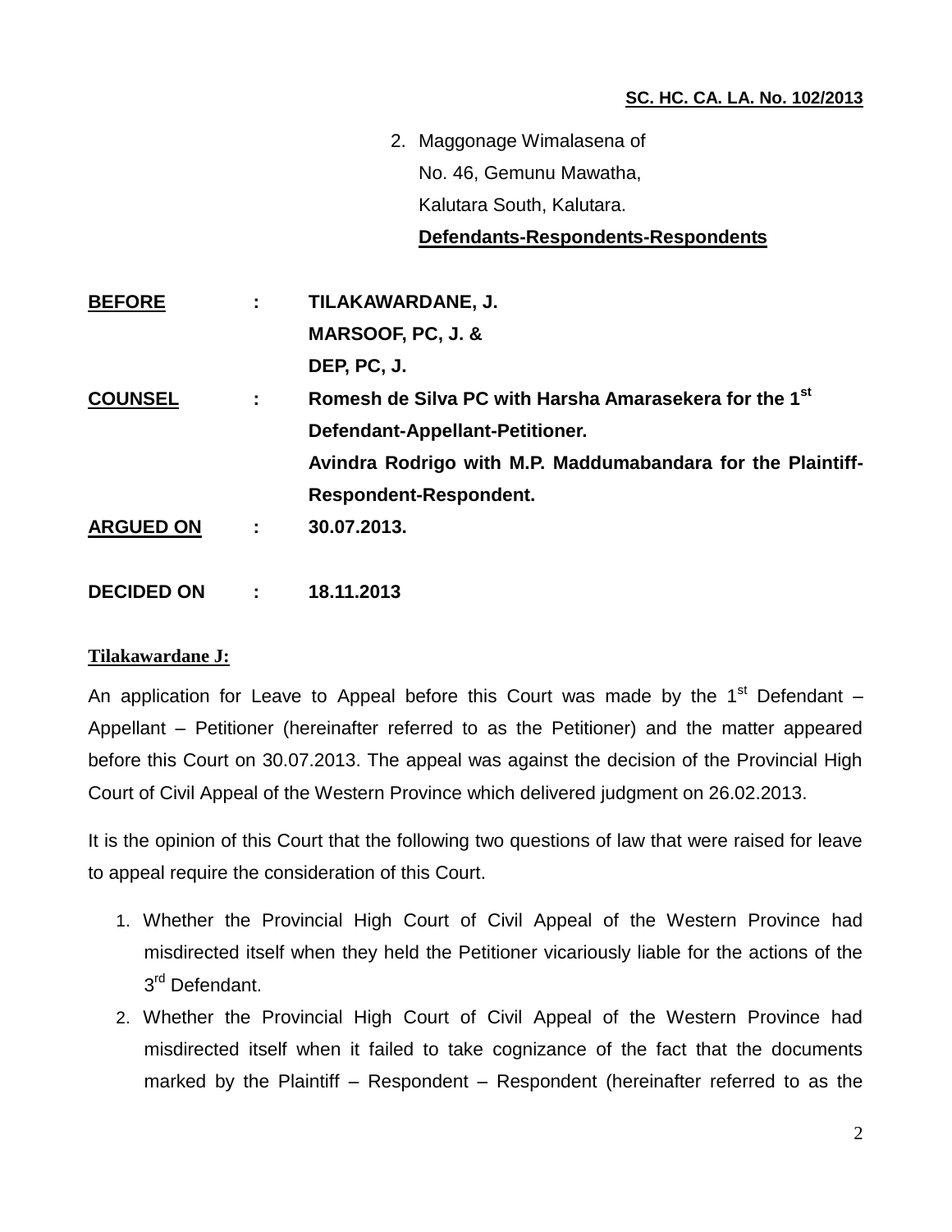**SC. HC. CA. LA. No. 102/2013**

2. Maggonage Wimalasena of
   No. 46, Gemunu Mawatha,
   Kalutara South, Kalutara.
   **Defendants-Respondents-Respondents**

**BEFORE** : **TILAKAWARDANE, J.**
**MARSOOF, PC, J. &**
**DEP, PC, J.**

**COUNSEL** : **Romesh de Silva PC with Harsha Amarasekera for the 1st Defendant-Appellant-Petitioner.**
**Avindra Rodrigo with M.P. Maddumabandara for the Plaintiff-Respondent-Respondent.**

**ARGUED ON** : **30.07.2013.**

**DECIDED ON** : **18.11.2013**

**Tilakawardane J:**

An application for Leave to Appeal before this Court was made by the 1st Defendant – Appellant – Petitioner (hereinafter referred to as the Petitioner) and the matter appeared before this Court on 30.07.2013. The appeal was against the decision of the Provincial High Court of Civil Appeal of the Western Province which delivered judgment on 26.02.2013.

It is the opinion of this Court that the following two questions of law that were raised for leave to appeal require the consideration of this Court.

1. Whether the Provincial High Court of Civil Appeal of the Western Province had misdirected itself when they held the Petitioner vicariously liable for the actions of the 3rd Defendant.
2. Whether the Provincial High Court of Civil Appeal of the Western Province had misdirected itself when it failed to take cognizance of the fact that the documents marked by the Plaintiff – Respondent – Respondent (hereinafter referred to as the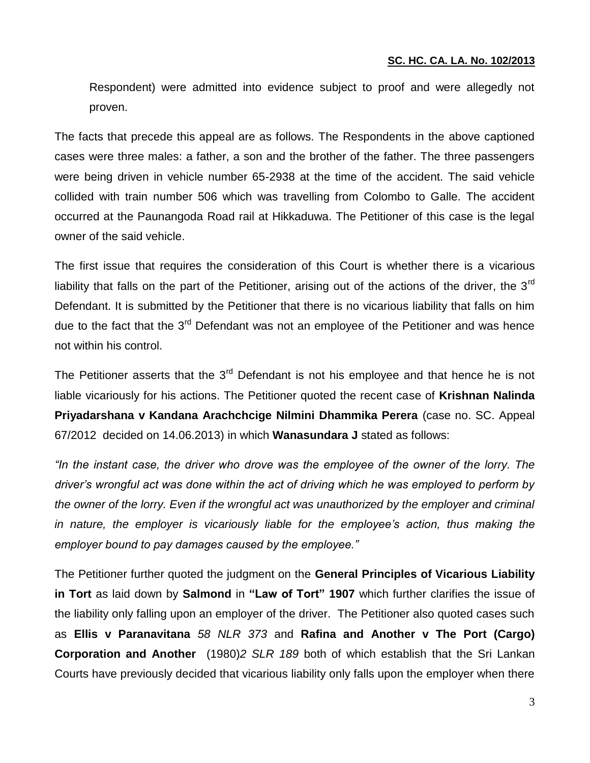Respondent) were admitted into evidence subject to proof and were allegedly not proven.

The facts that precede this appeal are as follows. The Respondents in the above captioned cases were three males: a father, a son and the brother of the father. The three passengers were being driven in vehicle number 65-2938 at the time of the accident. The said vehicle collided with train number 506 which was travelling from Colombo to Galle. The accident occurred at the Paunangoda Road rail at Hikkaduwa. The Petitioner of this case is the legal owner of the said vehicle.

The first issue that requires the consideration of this Court is whether there is a vicarious liability that falls on the part of the Petitioner, arising out of the actions of the driver, the 3rd Defendant. It is submitted by the Petitioner that there is no vicarious liability that falls on him due to the fact that the 3rd Defendant was not an employee of the Petitioner and was hence not within his control.

The Petitioner asserts that the 3rd Defendant is not his employee and that hence he is not liable vicariously for his actions. The Petitioner quoted the recent case of **Krishnan Nalinda Priyadarshana v Kandana Arachchcige Nilmini Dhammika Perera** (case no. SC. Appeal 67/2012 decided on 14.06.2013) in which **Wanasundara J** stated as follows:

*"In the instant case, the driver who drove was the employee of the owner of the lorry. The driver's wrongful act was done within the act of driving which he was employed to perform by the owner of the lorry. Even if the wrongful act was unauthorized by the employer and criminal in nature, the employer is vicariously liable for the employee's action, thus making the employer bound to pay damages caused by the employee."*

The Petitioner further quoted the judgment on the **General Principles of Vicarious Liability in Tort** as laid down by **Salmond** in **"Law of Tort" 1907** which further clarifies the issue of the liability only falling upon an employer of the driver. The Petitioner also quoted cases such as **Ellis v Paranavitana** *58 NLR 373* and **Rafina and Another v The Port (Cargo) Corporation and Another** (1980)*2 SLR 189* both of which establish that the Sri Lankan Courts have previously decided that vicarious liability only falls upon the employer when there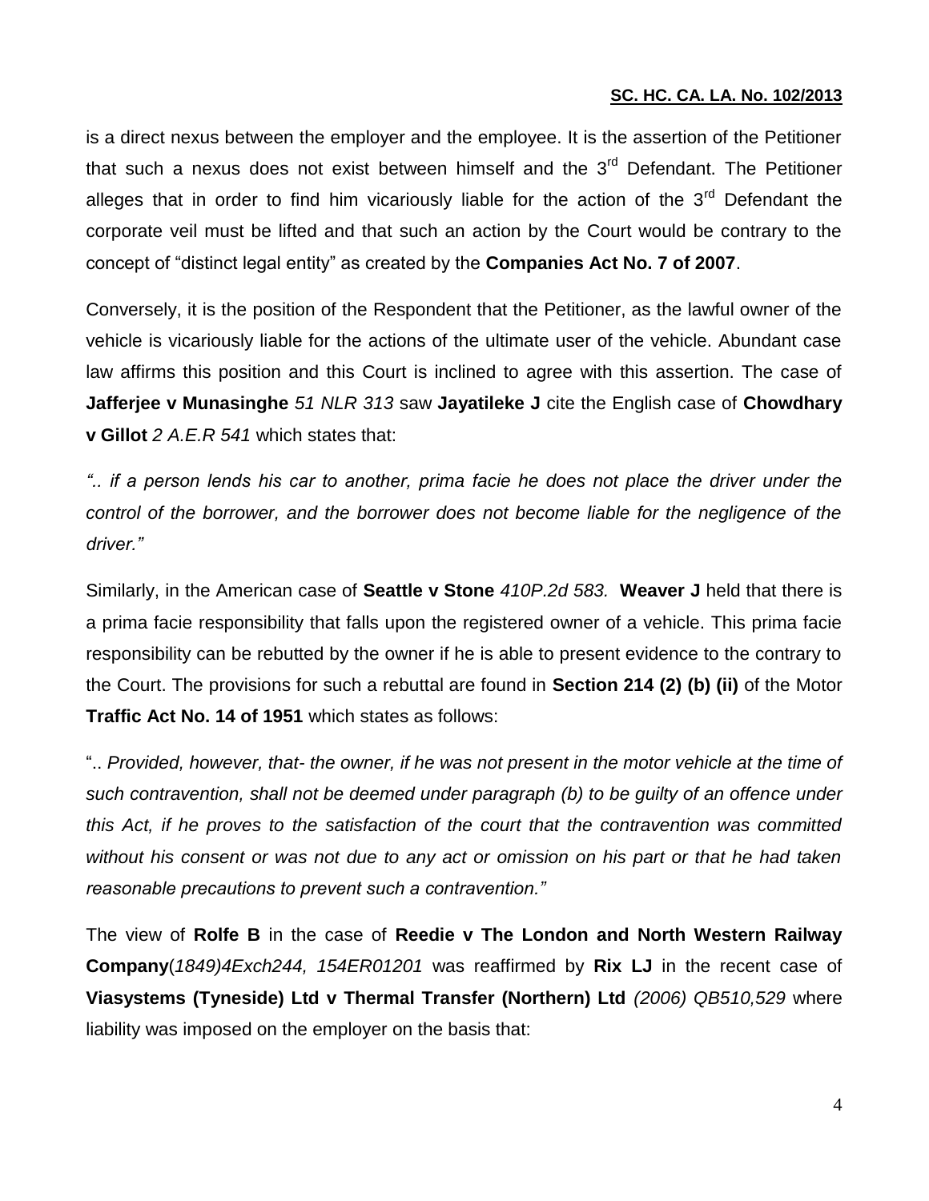is a direct nexus between the employer and the employee. It is the assertion of the Petitioner that such a nexus does not exist between himself and the 3rd Defendant. The Petitioner alleges that in order to find him vicariously liable for the action of the 3rd Defendant the corporate veil must be lifted and that such an action by the Court would be contrary to the concept of "distinct legal entity" as created by the **Companies Act No. 7 of 2007**.

Conversely, it is the position of the Respondent that the Petitioner, as the lawful owner of the vehicle is vicariously liable for the actions of the ultimate user of the vehicle. Abundant case law affirms this position and this Court is inclined to agree with this assertion. The case of **Jafferjee v Munasinghe** *51 NLR 313* saw **Jayatileke J** cite the English case of **Chowdhary v Gillot** *2 A.E.R 541* which states that:

*".. if a person lends his car to another, prima facie he does not place the driver under the control of the borrower, and the borrower does not become liable for the negligence of the driver."*

Similarly, in the American case of **Seattle v Stone** *410P.2d 583.* **Weaver J** held that there is a prima facie responsibility that falls upon the registered owner of a vehicle. This prima facie responsibility can be rebutted by the owner if he is able to present evidence to the contrary to the Court. The provisions for such a rebuttal are found in **Section 214 (2) (b) (ii)** of the Motor **Traffic Act No. 14 of 1951** which states as follows:

".. *Provided, however, that- the owner, if he was not present in the motor vehicle at the time of such contravention, shall not be deemed under paragraph (b) to be guilty of an offence under this Act, if he proves to the satisfaction of the court that the contravention was committed without his consent or was not due to any act or omission on his part or that he had taken reasonable precautions to prevent such a contravention."*

The view of **Rolfe B** in the case of **Reedie v The London and North Western Railway Company**(*1849)4Exch244, 154ER01201* was reaffirmed by **Rix LJ** in the recent case of **Viasystems (Tyneside) Ltd v Thermal Transfer (Northern) Ltd** *(2006) QB510,529* where liability was imposed on the employer on the basis that: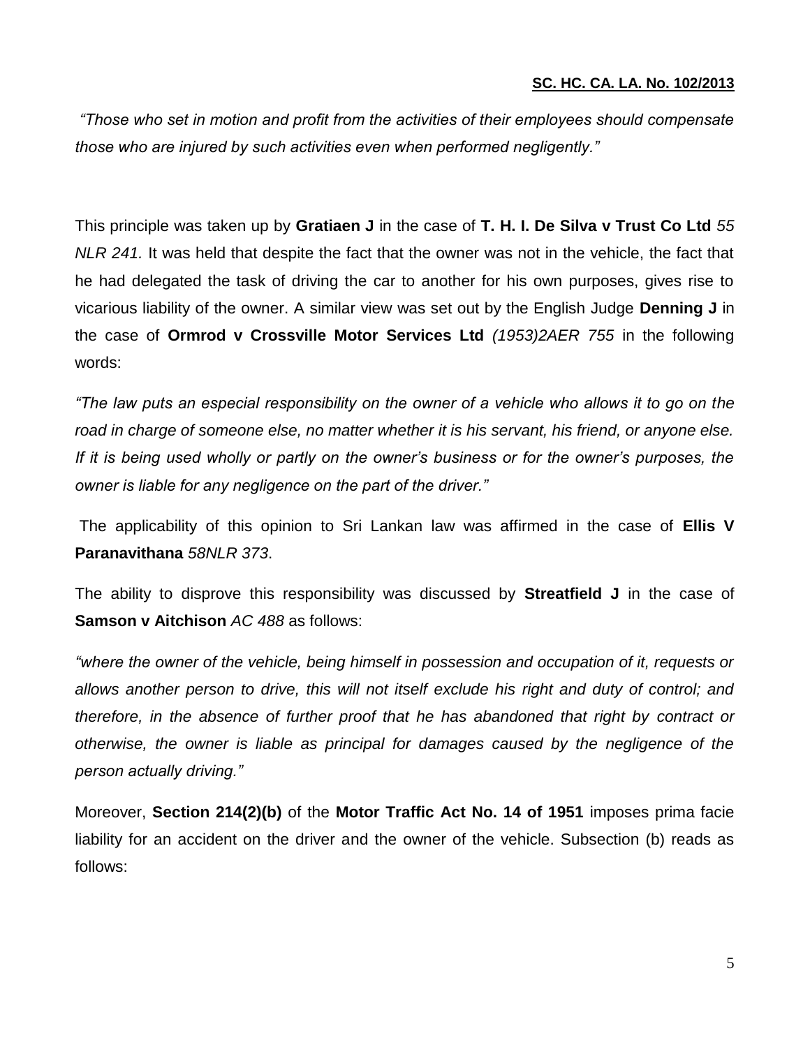*"Those who set in motion and profit from the activities of their employees should compensate those who are injured by such activities even when performed negligently."*

This principle was taken up by **Gratiaen J** in the case of **T. H. I. De Silva v Trust Co Ltd** *55 NLR 241.* It was held that despite the fact that the owner was not in the vehicle, the fact that he had delegated the task of driving the car to another for his own purposes, gives rise to vicarious liability of the owner. A similar view was set out by the English Judge **Denning J** in the case of **Ormrod v Crossville Motor Services Ltd** *(1953)2AER 755* in the following words:

*"The law puts an especial responsibility on the owner of a vehicle who allows it to go on the road in charge of someone else, no matter whether it is his servant, his friend, or anyone else. If it is being used wholly or partly on the owner's business or for the owner's purposes, the owner is liable for any negligence on the part of the driver."*

The applicability of this opinion to Sri Lankan law was affirmed in the case of **Ellis V Paranavithana** *58NLR 373*.

The ability to disprove this responsibility was discussed by **Streatfield J** in the case of **Samson v Aitchison** *AC 488* as follows:

*"where the owner of the vehicle, being himself in possession and occupation of it, requests or allows another person to drive, this will not itself exclude his right and duty of control; and therefore, in the absence of further proof that he has abandoned that right by contract or otherwise, the owner is liable as principal for damages caused by the negligence of the person actually driving."*

Moreover, **Section 214(2)(b)** of the **Motor Traffic Act No. 14 of 1951** imposes prima facie liability for an accident on the driver and the owner of the vehicle. Subsection (b) reads as follows: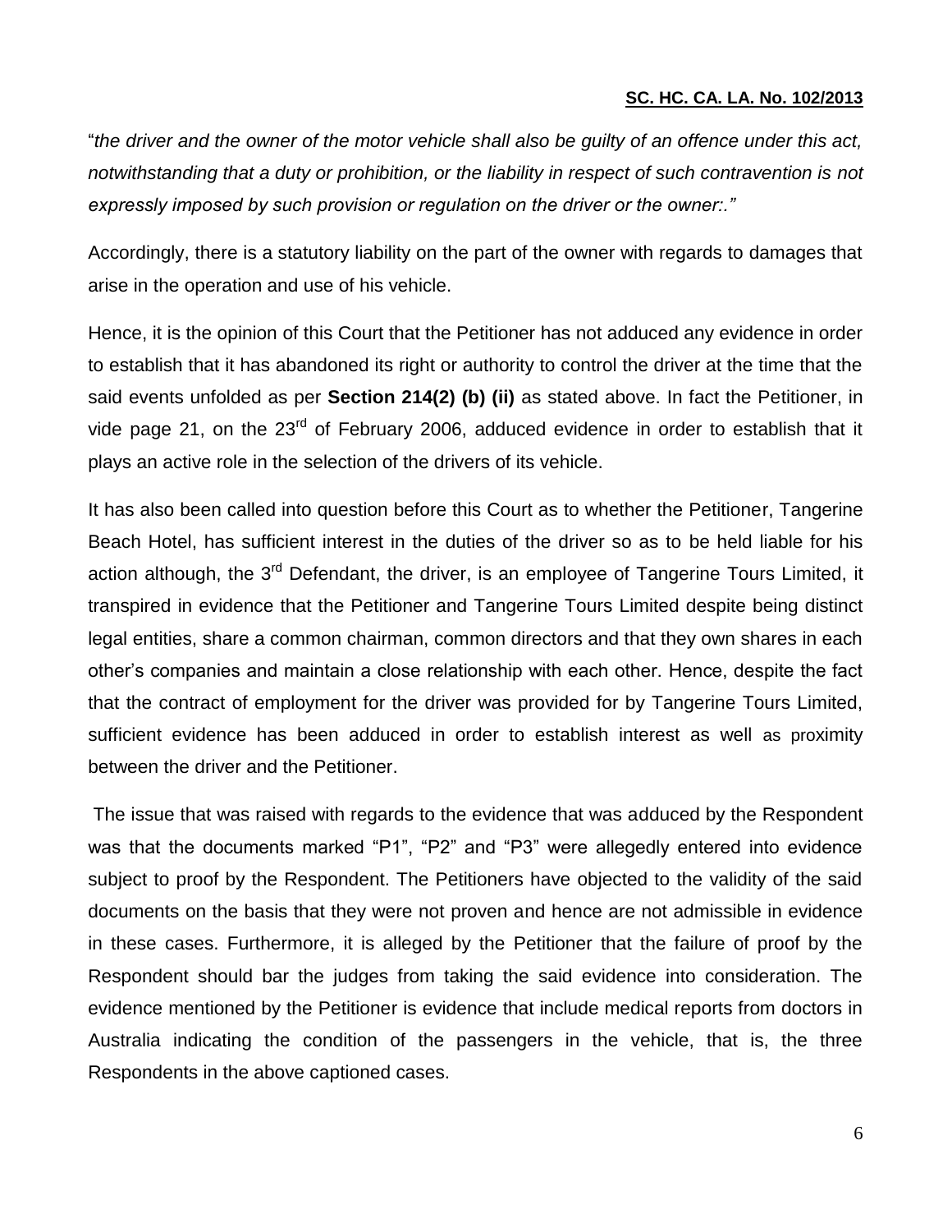"*the driver and the owner of the motor vehicle shall also be guilty of an offence under this act, notwithstanding that a duty or prohibition, or the liability in respect of such contravention is not expressly imposed by such provision or regulation on the driver or the owner:."*

Accordingly, there is a statutory liability on the part of the owner with regards to damages that arise in the operation and use of his vehicle.

Hence, it is the opinion of this Court that the Petitioner has not adduced any evidence in order to establish that it has abandoned its right or authority to control the driver at the time that the said events unfolded as per **Section 214(2) (b) (ii)** as stated above. In fact the Petitioner, in vide page 21, on the 23rd of February 2006, adduced evidence in order to establish that it plays an active role in the selection of the drivers of its vehicle.

It has also been called into question before this Court as to whether the Petitioner, Tangerine Beach Hotel, has sufficient interest in the duties of the driver so as to be held liable for his action although, the 3rd Defendant, the driver, is an employee of Tangerine Tours Limited, it transpired in evidence that the Petitioner and Tangerine Tours Limited despite being distinct legal entities, share a common chairman, common directors and that they own shares in each other's companies and maintain a close relationship with each other. Hence, despite the fact that the contract of employment for the driver was provided for by Tangerine Tours Limited, sufficient evidence has been adduced in order to establish interest as well as proximity between the driver and the Petitioner.

The issue that was raised with regards to the evidence that was adduced by the Respondent was that the documents marked "P1", "P2" and "P3" were allegedly entered into evidence subject to proof by the Respondent. The Petitioners have objected to the validity of the said documents on the basis that they were not proven and hence are not admissible in evidence in these cases. Furthermore, it is alleged by the Petitioner that the failure of proof by the Respondent should bar the judges from taking the said evidence into consideration. The evidence mentioned by the Petitioner is evidence that include medical reports from doctors in Australia indicating the condition of the passengers in the vehicle, that is, the three Respondents in the above captioned cases.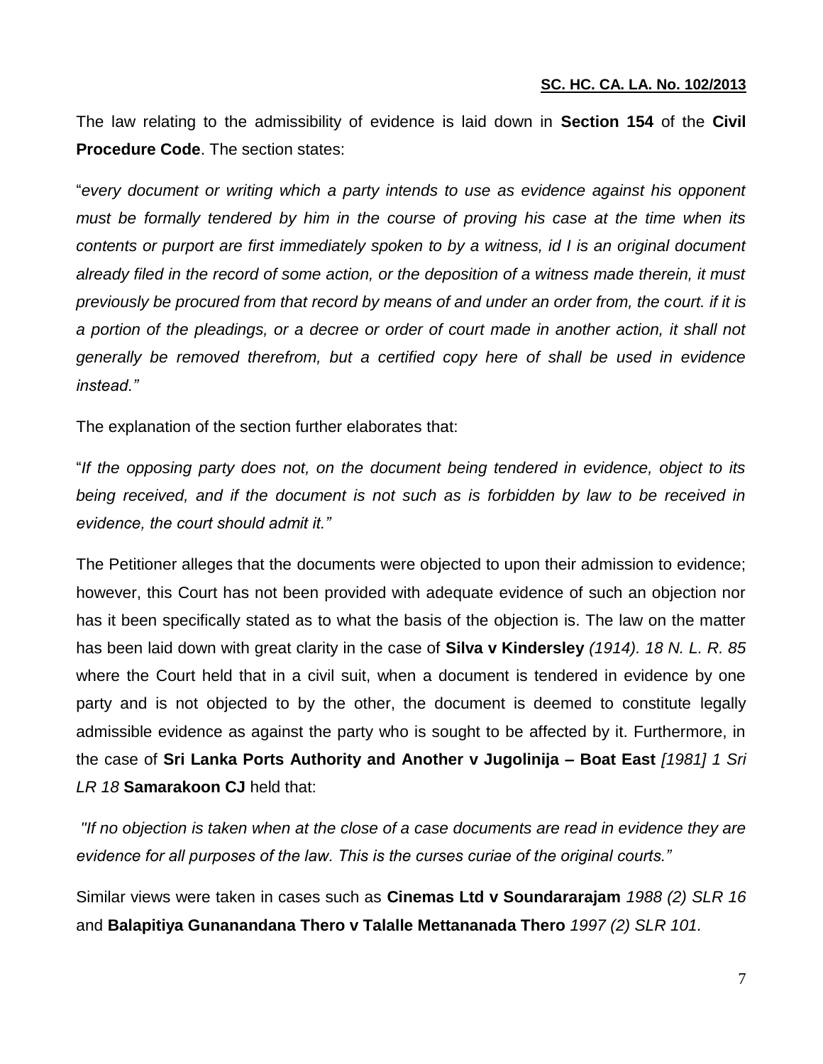The law relating to the admissibility of evidence is laid down in **Section 154** of the **Civil Procedure Code**. The section states:

"*every document or writing which a party intends to use as evidence against his opponent must be formally tendered by him in the course of proving his case at the time when its contents or purport are first immediately spoken to by a witness, id I is an original document already filed in the record of some action, or the deposition of a witness made therein, it must previously be procured from that record by means of and under an order from, the court. if it is a portion of the pleadings, or a decree or order of court made in another action, it shall not generally be removed therefrom, but a certified copy here of shall be used in evidence instead.*"

The explanation of the section further elaborates that:

"*If the opposing party does not, on the document being tendered in evidence, object to its being received, and if the document is not such as is forbidden by law to be received in evidence, the court should admit it.*"

The Petitioner alleges that the documents were objected to upon their admission to evidence; however, this Court has not been provided with adequate evidence of such an objection nor has it been specifically stated as to what the basis of the objection is. The law on the matter has been laid down with great clarity in the case of **Silva v Kindersley** *(1914). 18 N. L. R. 85* where the Court held that in a civil suit, when a document is tendered in evidence by one party and is not objected to by the other, the document is deemed to constitute legally admissible evidence as against the party who is sought to be affected by it. Furthermore, in the case of **Sri Lanka Ports Authority and Another v Jugolinija – Boat East** *[1981] 1 Sri LR 18* **Samarakoon CJ** held that:

*"If no objection is taken when at the close of a case documents are read in evidence they are evidence for all purposes of the law. This is the curses curiae of the original courts."*

Similar views were taken in cases such as **Cinemas Ltd v Soundararajam** *1988 (2) SLR 16* and **Balapitiya Gunanandana Thero v Talalle Mettananada Thero** *1997 (2) SLR 101.*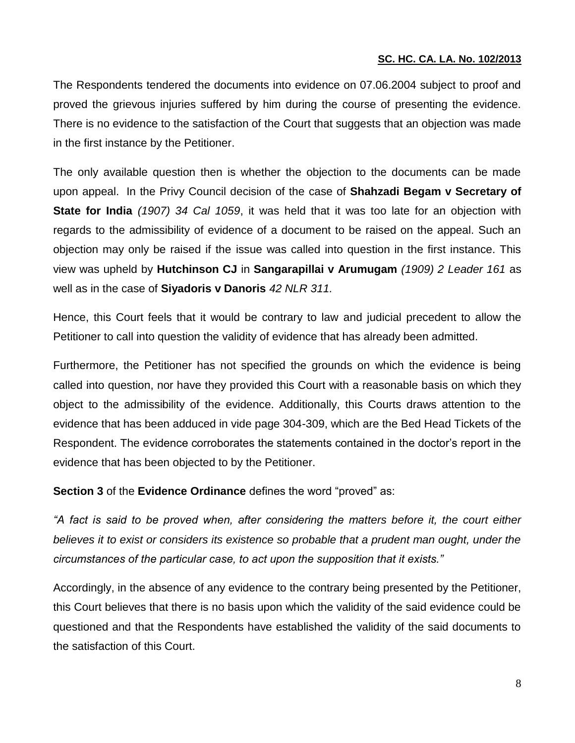The Respondents tendered the documents into evidence on 07.06.2004 subject to proof and proved the grievous injuries suffered by him during the course of presenting the evidence. There is no evidence to the satisfaction of the Court that suggests that an objection was made in the first instance by the Petitioner.

The only available question then is whether the objection to the documents can be made upon appeal. In the Privy Council decision of the case of **Shahzadi Begam v Secretary of State for India** *(1907) 34 Cal 1059*, it was held that it was too late for an objection with regards to the admissibility of evidence of a document to be raised on the appeal. Such an objection may only be raised if the issue was called into question in the first instance. This view was upheld by **Hutchinson CJ** in **Sangarapillai v Arumugam** *(1909) 2 Leader 161* as well as in the case of **Siyadoris v Danoris** *42 NLR 311.*

Hence, this Court feels that it would be contrary to law and judicial precedent to allow the Petitioner to call into question the validity of evidence that has already been admitted.

Furthermore, the Petitioner has not specified the grounds on which the evidence is being called into question, nor have they provided this Court with a reasonable basis on which they object to the admissibility of the evidence. Additionally, this Courts draws attention to the evidence that has been adduced in vide page 304-309, which are the Bed Head Tickets of the Respondent. The evidence corroborates the statements contained in the doctor's report in the evidence that has been objected to by the Petitioner.

**Section 3** of the **Evidence Ordinance** defines the word "proved" as:

*"A fact is said to be proved when, after considering the matters before it, the court either believes it to exist or considers its existence so probable that a prudent man ought, under the circumstances of the particular case, to act upon the supposition that it exists."*

Accordingly, in the absence of any evidence to the contrary being presented by the Petitioner, this Court believes that there is no basis upon which the validity of the said evidence could be questioned and that the Respondents have established the validity of the said documents to the satisfaction of this Court.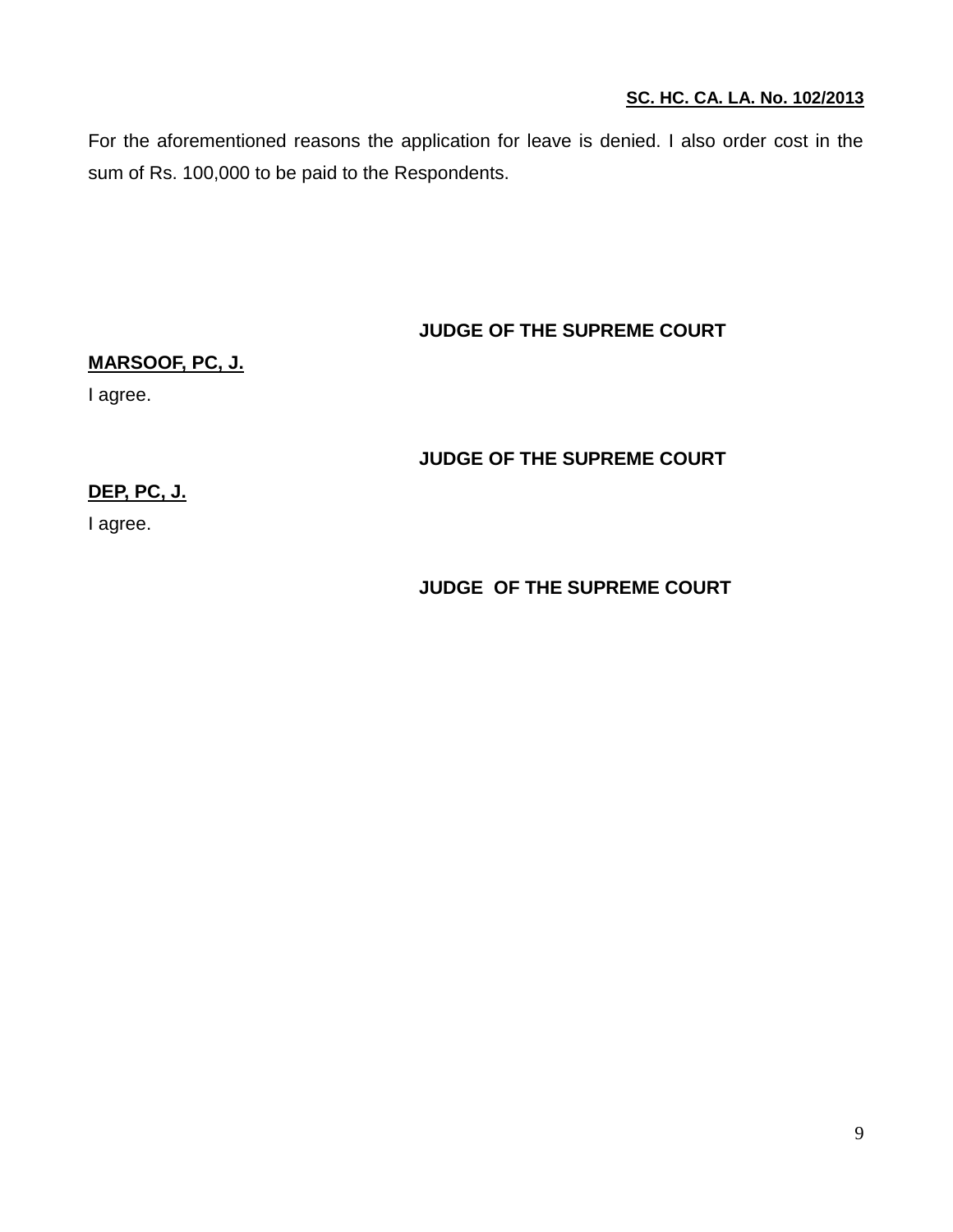For the aforementioned reasons the application for leave is denied. I also order cost in the sum of Rs. 100,000 to be paid to the Respondents.

**JUDGE OF THE SUPREME COURT**

**MARSOOF, PC, J.**

I agree.

**JUDGE OF THE SUPREME COURT**

**DEP, PC, J.**

I agree.

**JUDGE OF THE SUPREME COURT**